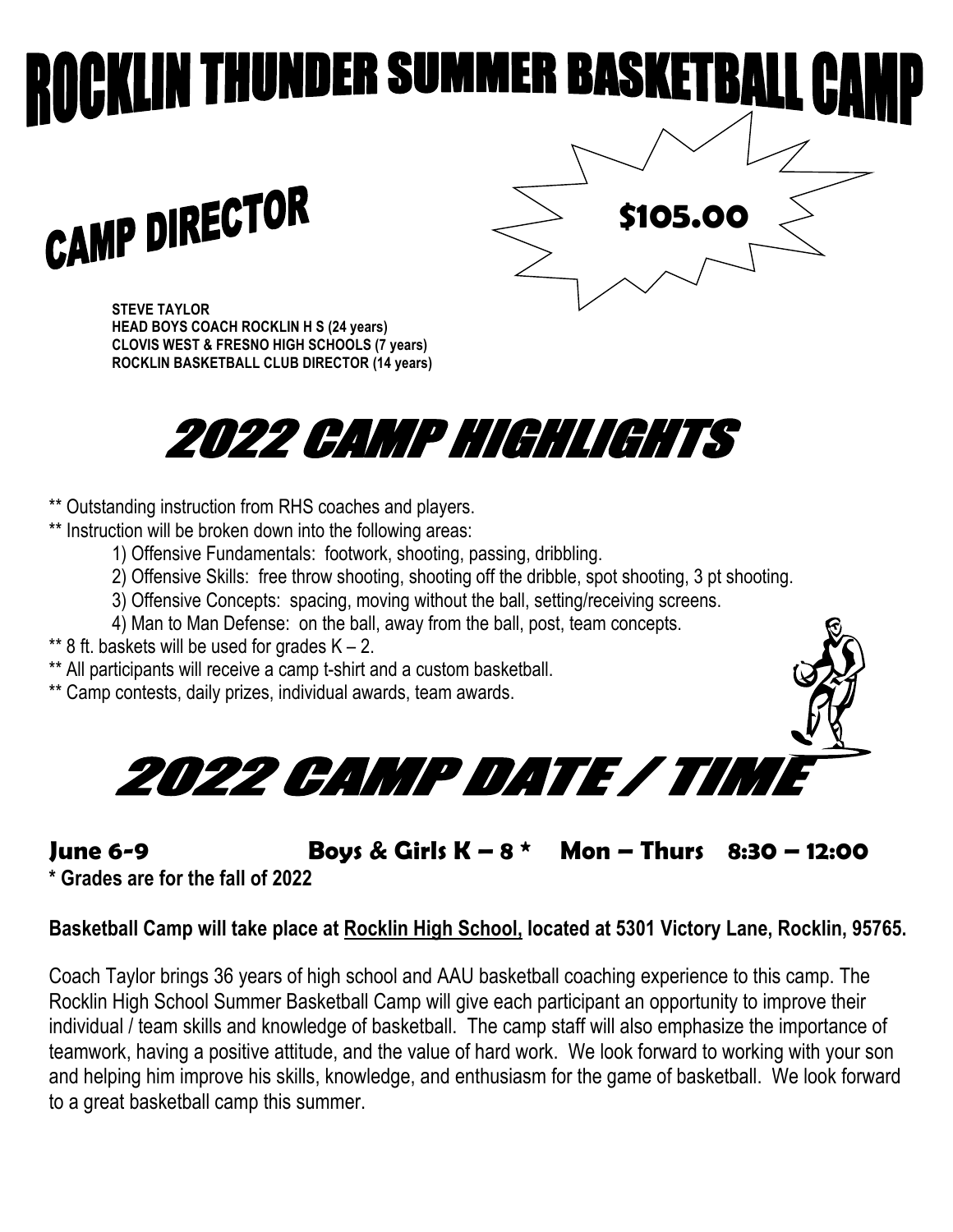# ROCKLIN THUNDER SUMMER BASKETBALL CAMP

## CAMP DIRECTOR

**$105.00**

**STEVE TAYLOR**
**HEAD BOYS COACH ROCKLIN H S (24 years)**
**CLOVIS WEST & FRESNO HIGH SCHOOLS (7 years)**
**ROCKLIN BASKETBALL CLUB DIRECTOR (14 years)**

## 2022 CAMP HIGHLIGHTS

** Outstanding instruction from RHS coaches and players.
** Instruction will be broken down into the following areas:

1) Offensive Fundamentals: footwork, shooting, passing, dribbling.
2) Offensive Skills: free throw shooting, shooting off the dribble, spot shooting, 3 pt shooting.
3) Offensive Concepts: spacing, moving without the ball, setting/receiving screens.
4) Man to Man Defense: on the ball, away from the ball, post, team concepts.

** 8 ft. baskets will be used for grades K – 2.
** All participants will receive a camp t-shirt and a custom basketball.
** Camp contests, daily prizes, individual awards, team awards.

## 2022 CAMP DATE / TIME

**June 6-9 Boys & Girls K – 8 * Mon – Thurs 8:30 – 12:00**
**\* Grades are for the fall of 2022**

**Basketball Camp will take place at Rocklin High School, located at 5301 Victory Lane, Rocklin, 95765.**

Coach Taylor brings 36 years of high school and AAU basketball coaching experience to this camp. The Rocklin High School Summer Basketball Camp will give each participant an opportunity to improve their individual / team skills and knowledge of basketball. The camp staff will also emphasize the importance of teamwork, having a positive attitude, and the value of hard work. We look forward to working with your son and helping him improve his skills, knowledge, and enthusiasm for the game of basketball. We look forward to a great basketball camp this summer.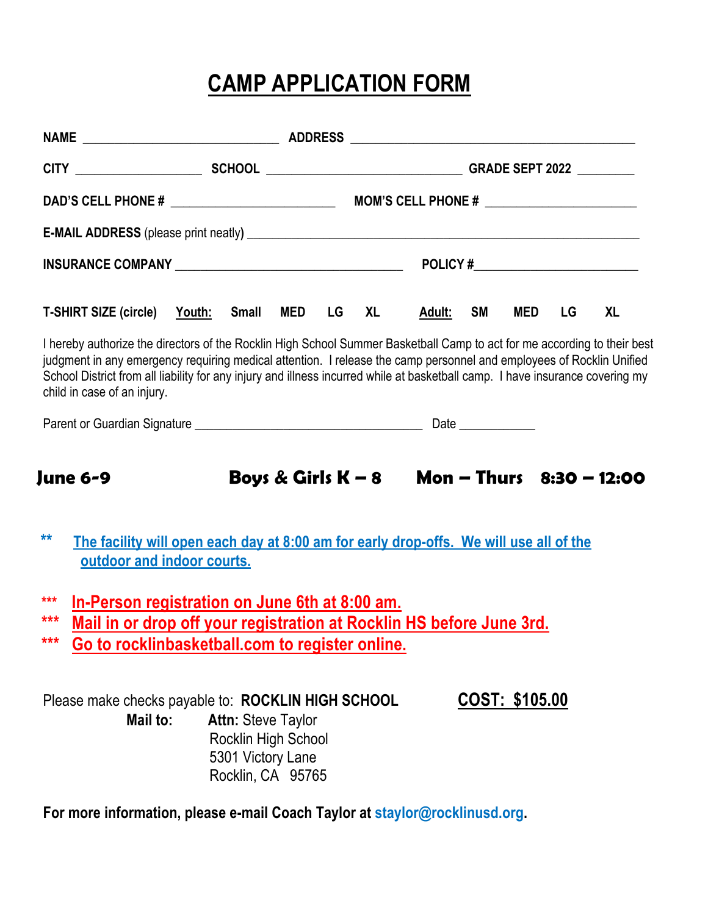# CAMP APPLICATION FORM

**NAME** ______________________________ **ADDRESS** ____________________________________________

**CITY** ___________________ **SCHOOL** ______________________________ **GRADE SEPT 2022** ________

**DAD'S CELL PHONE #** ________________________ **MOM'S CELL PHONE #** _______________________

**E-MAIL ADDRESS** (please print neatly**)** ____________________________________________________________

**INSURANCE COMPANY** __________________________________ **POLICY #**________________________

**T-SHIRT SIZE (circle)** **Youth:** **Small** **MED** **LG** **XL** **Adult:** **SM** **MED** **LG** **XL**

I hereby authorize the directors of the Rocklin High School Summer Basketball Camp to act for me according to their best judgment in any emergency requiring medical attention. I release the camp personnel and employees of Rocklin Unified School District from all liability for any injury and illness incurred while at basketball camp. I have insurance covering my child in case of an injury.

Parent or Guardian Signature ___________________________________ Date ___________

**June 6-9** **Boys & Girls K – 8** **Mon – Thurs** **8:30 – 12:00**

** **The facility will open each day at 8:00 am for early drop-offs. We will use all of the outdoor and indoor courts.**

*** **In-Person registration on June 6th at 8:00 am.**
*** **Mail in or drop off your registration at Rocklin HS before June 3rd.**
*** **Go to rocklinbasketball.com to register online.**

Please make checks payable to: **ROCKLIN HIGH SCHOOL** **COST: $105.00**

**Mail to:** **Attn:** Steve Taylor
Rocklin High School
5301 Victory Lane
Rocklin, CA 95765

**For more information, please e-mail Coach Taylor at staylor@rocklinusd.org.**